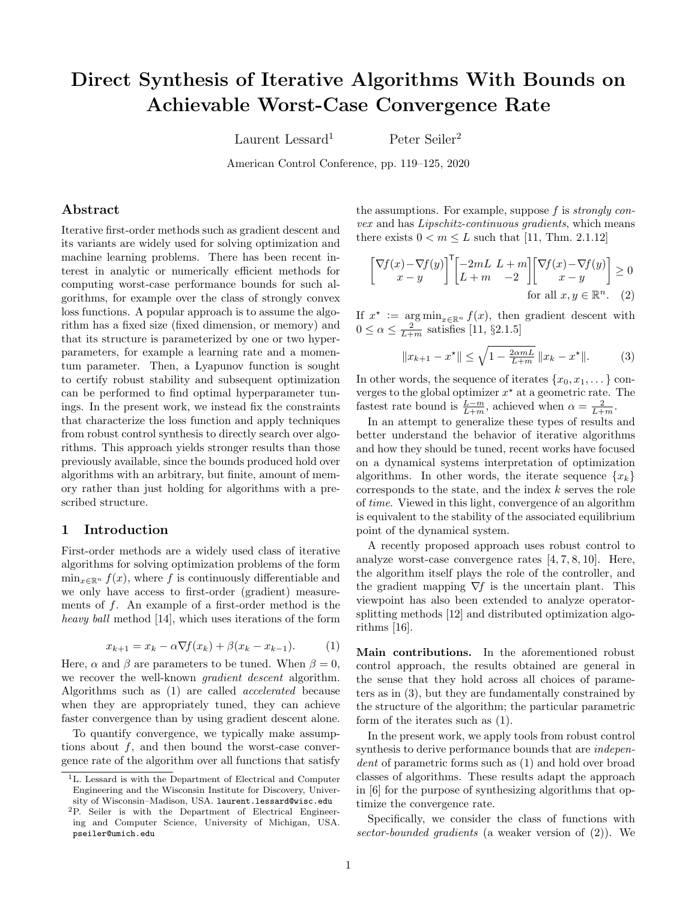# Direct Synthesis of Iterative Algorithms With Bounds on Achievable Worst-Case Convergence Rate

Laurent Lessard[1] Peter Seiler[2]

American Control Conference, pp. 119–125, 2020

## Abstract

Iterative first-order methods such as gradient descent and its variants are widely used for solving optimization and machine learning problems. There has been recent interest in analytic or numerically efficient methods for computing worst-case performance bounds for such algorithms, for example over the class of strongly convex loss functions. A popular approach is to assume the algorithm has a fixed size (fixed dimension, or memory) and that its structure is parameterized by one or two hyperparameters, for example a learning rate and a momentum parameter. Then, a Lyapunov function is sought to certify robust stability and subsequent optimization can be performed to find optimal hyperparameter tunings. In the present work, we instead fix the constraints that characterize the loss function and apply techniques from robust control synthesis to directly search over algorithms. This approach yields stronger results than those previously available, since the bounds produced hold over algorithms with an arbitrary, but finite, amount of memory rather than just holding for algorithms with a prescribed structure.

## 1 Introduction

First-order methods are a widely used class of iterative algorithms for solving optimization problems of the form $\min_{x\in\mathbb{R}^n} f(x)$, where $f$ is continuously differentiable and we only have access to first-order (gradient) measurements of $f$. An example of a first-order method is the *heavy ball* method [14], which uses iterations of the form

$$x_{k+1} = x_k - \alpha\nabla f(x_k) + \beta(x_k - x_{k-1}). \tag{1}$$

Here, $\alpha$ and $\beta$ are parameters to be tuned. When $\beta = 0$, we recover the well-known *gradient descent* algorithm. Algorithms such as (1) are called *accelerated* because when they are appropriately tuned, they can achieve faster convergence than by using gradient descent alone.

To quantify convergence, we typically make assumptions about $f$, and then bound the worst-case convergence rate of the algorithm over all functions that satisfy the assumptions. For example, suppose $f$ is *strongly convex* and has *Lipschitz-continuous gradients*, which means there exists $0 < m \le L$ such that [11, Thm. 2.1.12]

$$\begin{bmatrix}\nabla f(x)-\nabla f(y)\\ x-y\end{bmatrix}^{\mathsf T}\begin{bmatrix}-2mL & L+m\\ L+m & -2\end{bmatrix}\begin{bmatrix}\nabla f(x)-\nabla f(y)\\ x-y\end{bmatrix} \ge 0 \quad \text{for all } x,y\in\mathbb{R}^n. \tag{2}$$

If $x^\star := \arg\min_{x\in\mathbb{R}^n} f(x)$, then gradient descent with $0 \le \alpha \le \frac{2}{L+m}$ satisfies [11, §2.1.5]

$$\|x_{k+1} - x^\star\| \le \sqrt{1 - \tfrac{2\alpha mL}{L+m}}\,\|x_k - x^\star\|. \tag{3}$$

In other words, the sequence of iterates $\{x_0, x_1, \dots\}$ converges to the global optimizer $x^\star$ at a geometric rate. The fastest rate bound is $\frac{L-m}{L+m}$, achieved when $\alpha = \frac{2}{L+m}$.

In an attempt to generalize these types of results and better understand the behavior of iterative algorithms and how they should be tuned, recent works have focused on a dynamical systems interpretation of optimization algorithms. In other words, the iterate sequence $\{x_k\}$ corresponds to the state, and the index $k$ serves the role of *time*. Viewed in this light, convergence of an algorithm is equivalent to the stability of the associated equilibrium point of the dynamical system.

A recently proposed approach uses robust control to analyze worst-case convergence rates [4, 7, 8, 10]. Here, the algorithm itself plays the role of the controller, and the gradient mapping $\nabla f$ is the uncertain plant. This viewpoint has also been extended to analyze operator-splitting methods [12] and distributed optimization algorithms [16].

**Main contributions.** In the aforementioned robust control approach, the results obtained are general in the sense that they hold across all choices of parameters as in (3), but they are fundamentally constrained by the structure of the algorithm; the particular parametric form of the iterates such as (1).

In the present work, we apply tools from robust control synthesis to derive performance bounds that are *independent* of parametric forms such as (1) and hold over broad classes of algorithms. These results adapt the approach in [6] for the purpose of synthesizing algorithms that optimize the convergence rate.

Specifically, we consider the class of functions with *sector-bounded gradients* (a weaker version of (2)). We

---

[1] L. Lessard is with the Department of Electrical and Computer Engineering and the Wisconsin Institute for Discovery, University of Wisconsin–Madison, USA. laurent.lessard@wisc.edu

[2] P. Seiler is with the Department of Electrical Engineering and Computer Science, University of Michigan, USA. pseiler@umich.edu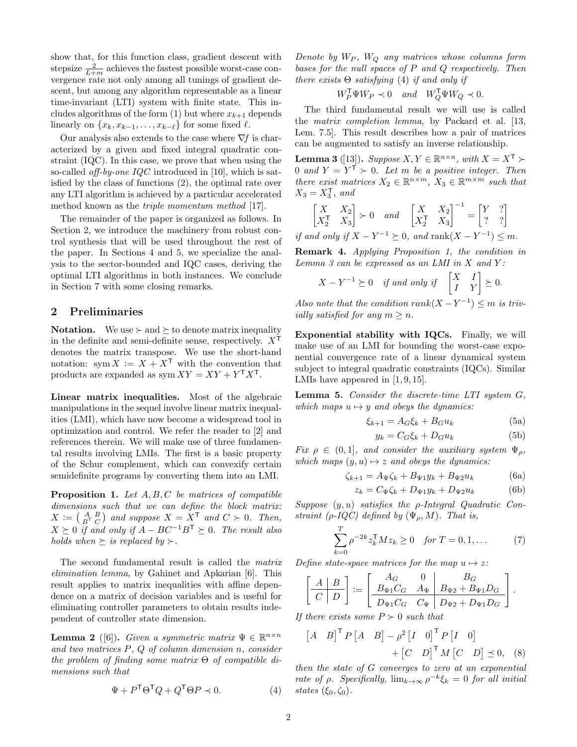show that, for this function class, gradient descent with stepsize $\frac{2}{L+m}$ achieves the fastest possible worst-case convergence rate not only among all tunings of gradient descent, but among any algorithm representable as a linear time-invariant (LTI) system with finite state. This includes algorithms of the form (1) but where $x_{k+1}$ depends linearly on $\{x_k, x_{k-1}, \dots, x_{k-\ell}\}$ for some fixed $\ell$.

Our analysis also extends to the case where $\nabla f$ is characterized by a given and fixed integral quadratic constraint (IQC). In this case, we prove that when using the so-called *off-by-one IQC* introduced in [10], which is satisfied by the class of functions (2), the optimal rate over any LTI algorithm is achieved by a particular accelerated method known as the *triple momentum method* [17].

The remainder of the paper is organized as follows. In Section 2, we introduce the machinery from robust control synthesis that will be used throughout the rest of the paper. In Sections 4 and 5, we specialize the analysis to the sector-bounded and IQC cases, deriving the optimal LTI algorithms in both instances. We conclude in Section 7 with some closing remarks.

## 2 Preliminaries

**Notation.** We use $\succ$ and $\succeq$ to denote matrix inequality in the definite and semi-definite sense, respectively. $X^\mathsf{T}$ denotes the matrix transpose. We use the short-hand notation: $\operatorname{sym} X := X + X^\mathsf{T}$ with the convention that products are expanded as $\operatorname{sym} XY = XY + Y^\mathsf{T}X^\mathsf{T}$.

**Linear matrix inequalities.** Most of the algebraic manipulations in the sequel involve linear matrix inequalities (LMI), which have now become a widespread tool in optimization and control. We refer the reader to [2] and references therein. We will make use of three fundamental results involving LMIs. The first is a basic property of the Schur complement, which can convexify certain semidefinite programs by converting them into an LMI.

**Proposition 1.** *Let $A, B, C$ be matrices of compatible dimensions such that we can define the block matrix: $X := \left(\begin{smallmatrix} A & B \\ B^\mathsf{T} & C \end{smallmatrix}\right)$ and suppose $X = X^\mathsf{T}$ and $C \succ 0$. Then, $X \succeq 0$ if and only if $A - BC^{-1}B^\mathsf{T} \succeq 0$. The result also holds when $\succeq$ is replaced by $\succ$.*

The second fundamental result is called the *matrix elimination lemma*, by Gahinet and Apkarian [6]. This result applies to matrix inequalities with affine dependence on a matrix of decision variables and is useful for eliminating controller parameters to obtain results independent of controller state dimension.

**Lemma 2** ([6])**.** *Given a symmetric matrix $\Psi \in \mathbb{R}^{n\times n}$ and two matrices $P$, $Q$ of column dimension $n$, consider the problem of finding some matrix $\Theta$ of compatible dimensions such that*

$$\Psi + P^\mathsf{T}\Theta^\mathsf{T}Q + Q^\mathsf{T}\Theta P \prec 0. \tag{4}$$

*Denote by $W_P$, $W_Q$ any matrices whose columns form bases for the null spaces of $P$ and $Q$ respectively. Then there exists $\Theta$ satisfying (4) if and only if*

$$W_P^\mathsf{T}\Psi W_P \prec 0 \quad \text{and} \quad W_Q^\mathsf{T}\Psi W_Q \prec 0.$$

The third fundamental result we will use is called the *matrix completion lemma*, by Packard et al. [13, Lem. 7.5]. This result describes how a pair of matrices can be augmented to satisfy an inverse relationship.

**Lemma 3** ([13])**.** *Suppose $X, Y \in \mathbb{R}^{n\times n}$, with $X = X^\mathsf{T} \succ 0$ and $Y = Y^\mathsf{T} \succ 0$. Let $m$ be a positive integer. Then there exist matrices $X_2 \in \mathbb{R}^{n\times m}$, $X_3 \in \mathbb{R}^{m\times m}$ such that $X_3 = X_3^\mathsf{T}$, and*

$$\begin{bmatrix} X & X_2 \\ X_2^\mathsf{T} & X_3 \end{bmatrix} \succ 0 \quad \text{and} \quad \begin{bmatrix} X & X_2 \\ X_2^\mathsf{T} & X_3 \end{bmatrix}^{-1} = \begin{bmatrix} Y & ? \\ ? & ? \end{bmatrix}$$

*if and only if $X - Y^{-1} \succeq 0$, and $\operatorname{rank}(X - Y^{-1}) \le m$.*

**Remark 4.** *Applying Proposition 1, the condition in Lemma 3 can be expressed as an LMI in $X$ and $Y$:*

$$X - Y^{-1} \succeq 0 \quad \text{if and only if} \quad \begin{bmatrix} X & I \\ I & Y \end{bmatrix} \succeq 0.$$

*Also note that the condition $\operatorname{rank}(X - Y^{-1}) \le m$ is trivially satisfied for any $m \ge n$.*

**Exponential stability with IQCs.** Finally, we will make use of an LMI for bounding the worst-case exponential convergence rate of a linear dynamical system subject to integral quadratic constraints (IQCs). Similar LMIs have appeared in [1, 9, 15].

**Lemma 5.** *Consider the discrete-time LTI system $G$, which maps $u \mapsto y$ and obeys the dynamics:*

$$\xi_{k+1} = A_G\xi_k + B_G u_k \tag{5a}$$

$$y_k = C_G\xi_k + D_G u_k \tag{5b}$$

*Fix $\rho \in (0, 1]$, and consider the auxiliary system $\Psi_\rho$, which maps $(y, u) \mapsto z$ and obeys the dynamics:*

$$\zeta_{k+1} = A_\Psi\zeta_k + B_{\Psi 1}y_k + B_{\Psi 2}u_k \tag{6a}$$

$$z_k = C_\Psi\zeta_k + D_{\Psi 1}y_k + D_{\Psi 2}u_k \tag{6b}$$

*Suppose $(y, u)$ satisfies the $\rho$-Integral Quadratic Constraint ($\rho$-IQC) defined by $(\Psi_\rho, M)$. That is,*

$$\sum_{k=0}^{T} \rho^{-2k} z_k^\mathsf{T} M z_k \ge 0 \quad \text{for } T = 0, 1, \dots \tag{7}$$

*Define state-space matrices for the map $u \mapsto z$:*

$$\left[\begin{array}{c|c} A & B \\ \hline C & D \end{array}\right] := \left[\begin{array}{cc|c} A_G & 0 & B_G \\ B_{\Psi 1}C_G & A_\Psi & B_{\Psi 2} + B_{\Psi 1}D_G \\ \hline D_{\Psi 1}C_G & C_\Psi & D_{\Psi 2} + D_{\Psi 1}D_G \end{array}\right].$$

*If there exists some $P \succ 0$ such that*

$$\begin{bmatrix} A & B \end{bmatrix}^\mathsf{T} P \begin{bmatrix} A & B \end{bmatrix} - \rho^2 \begin{bmatrix} I & 0 \end{bmatrix}^\mathsf{T} P \begin{bmatrix} I & 0 \end{bmatrix} + \begin{bmatrix} C & D \end{bmatrix}^\mathsf{T} M \begin{bmatrix} C & D \end{bmatrix} \preceq 0, \tag{8}$$

*then the state of $G$ converges to zero at an exponential rate of $\rho$. Specifically, $\lim_{k\to\infty} \rho^{-k}\xi_k = 0$ for all initial states $(\xi_0, \zeta_0)$.*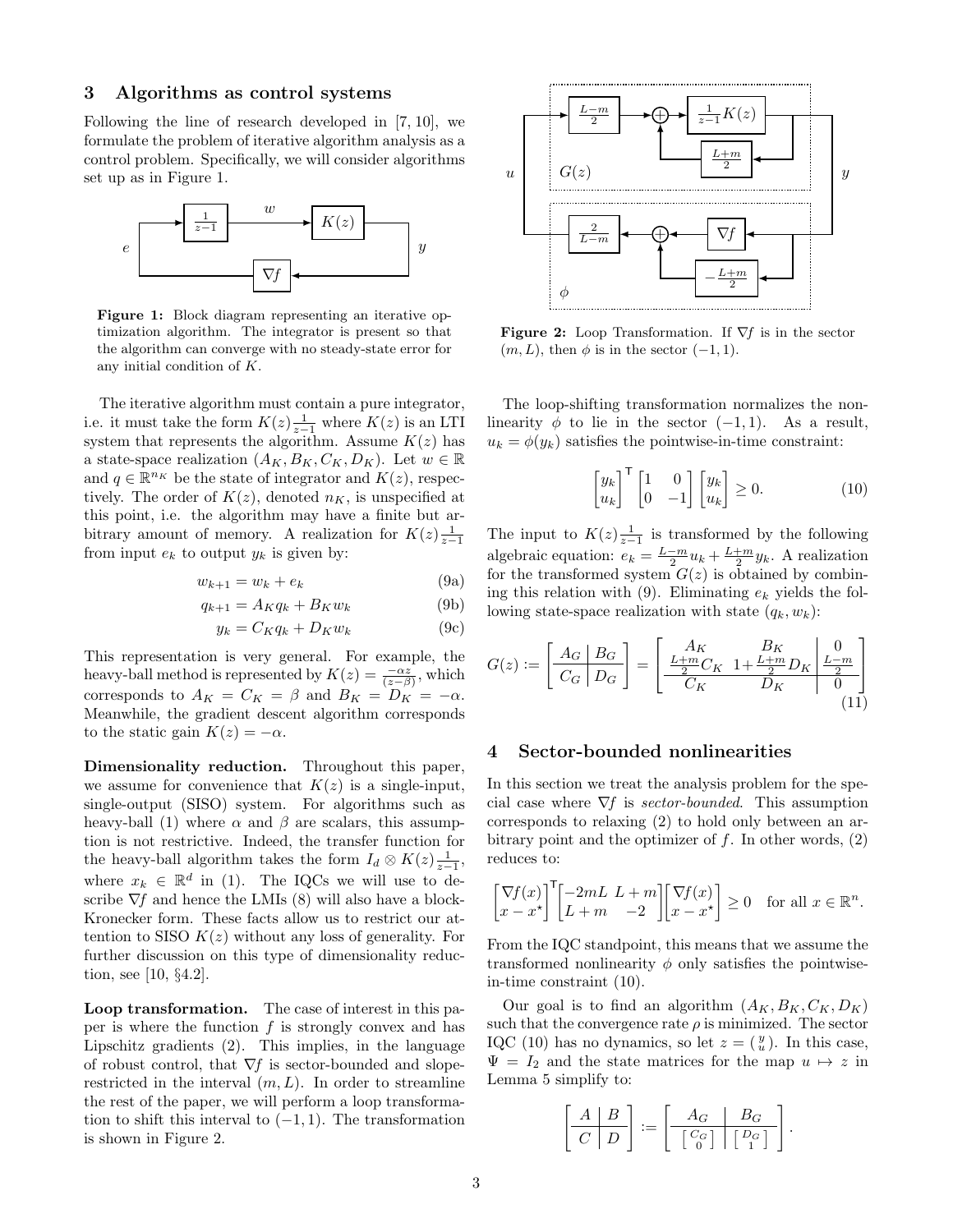## 3 Algorithms as control systems

Following the line of research developed in [7, 10], we formulate the problem of iterative algorithm analysis as a control problem. Specifically, we will consider algorithms set up as in Figure 1.

**Figure 1:** Block diagram representing an iterative optimization algorithm. The integrator is present so that the algorithm can converge with no steady-state error for any initial condition of $K$.

The iterative algorithm must contain a pure integrator, i.e. it must take the form $K(z)\frac{1}{z-1}$ where $K(z)$ is an LTI system that represents the algorithm. Assume $K(z)$ has a state-space realization $(A_K, B_K, C_K, D_K)$. Let $w \in \mathbb{R}$ and $q \in \mathbb{R}^{n_K}$ be the state of integrator and $K(z)$, respectively. The order of $K(z)$, denoted $n_K$, is unspecified at this point, i.e. the algorithm may have a finite but arbitrary amount of memory. A realization for $K(z)\frac{1}{z-1}$ from input $e_k$ to output $y_k$ is given by:

$$w_{k+1} = w_k + e_k \tag{9a}$$

$$q_{k+1} = A_K q_k + B_K w_k \tag{9b}$$

$$y_k = C_K q_k + D_K w_k \tag{9c}$$

This representation is very general. For example, the heavy-ball method is represented by $K(z) = \frac{-\alpha z}{(z-\beta)}$, which corresponds to $A_K = C_K = \beta$ and $B_K = D_K = -\alpha$. Meanwhile, the gradient descent algorithm corresponds to the static gain $K(z) = -\alpha$.

**Dimensionality reduction.** Throughout this paper, we assume for convenience that $K(z)$ is a single-input, single-output (SISO) system. For algorithms such as heavy-ball (1) where $\alpha$ and $\beta$ are scalars, this assumption is not restrictive. Indeed, the transfer function for the heavy-ball algorithm takes the form $I_d \otimes K(z)\frac{1}{z-1}$, where $x_k \in \mathbb{R}^d$ in (1). The IQCs we will use to describe $\nabla f$ and hence the LMIs (8) will also have a block-Kronecker form. These facts allow us to restrict our attention to SISO $K(z)$ without any loss of generality. For further discussion on this type of dimensionality reduction, see [10, §4.2].

**Loop transformation.** The case of interest in this paper is where the function $f$ is strongly convex and has Lipschitz gradients (2). This implies, in the language of robust control, that $\nabla f$ is sector-bounded and slope-restricted in the interval $(m, L)$. In order to streamline the rest of the paper, we will perform a loop transformation to shift this interval to $(-1, 1)$. The transformation is shown in Figure 2.

**Figure 2:** Loop Transformation. If $\nabla f$ is in the sector $(m, L)$, then $\phi$ is in the sector $(-1, 1)$.

The loop-shifting transformation normalizes the nonlinearity $\phi$ to lie in the sector $(-1, 1)$. As a result, $u_k = \phi(y_k)$ satisfies the pointwise-in-time constraint:

$$\begin{bmatrix} y_k \\ u_k \end{bmatrix}^\mathsf{T} \begin{bmatrix} 1 & 0 \\ 0 & -1 \end{bmatrix} \begin{bmatrix} y_k \\ u_k \end{bmatrix} \geq 0. \tag{10}$$

The input to $K(z)\frac{1}{z-1}$ is transformed by the following algebraic equation: $e_k = \frac{L-m}{2}u_k + \frac{L+m}{2}y_k$. A realization for the transformed system $G(z)$ is obtained by combining this relation with (9). Eliminating $e_k$ yields the following state-space realization with state $(q_k, w_k)$:

$$G(z) := \left[\begin{array}{c|c} A_G & B_G \\ \hline C_G & D_G \end{array}\right] = \left[\begin{array}{cc|c} A_K & B_K & 0 \\ \frac{L+m}{2}C_K & 1+\frac{L+m}{2}D_K & \frac{L-m}{2} \\ \hline C_K & D_K & 0 \end{array}\right] \tag{11}$$

## 4 Sector-bounded nonlinearities

In this section we treat the analysis problem for the special case where $\nabla f$ is *sector-bounded*. This assumption corresponds to relaxing (2) to hold only between an arbitrary point and the optimizer of $f$. In other words, (2) reduces to:

$$\begin{bmatrix} \nabla f(x) \\ x - x^\star \end{bmatrix}^\mathsf{T} \begin{bmatrix} -2mL & L+m \\ L+m & -2 \end{bmatrix} \begin{bmatrix} \nabla f(x) \\ x - x^\star \end{bmatrix} \geq 0 \quad \text{for all } x \in \mathbb{R}^n.$$

From the IQC standpoint, this means that we assume the transformed nonlinearity $\phi$ only satisfies the pointwise-in-time constraint (10).

Our goal is to find an algorithm $(A_K, B_K, C_K, D_K)$ such that the convergence rate $\rho$ is minimized. The sector IQC (10) has no dynamics, so let $z = \left(\begin{smallmatrix} y \\ u \end{smallmatrix}\right)$. In this case, $\Psi = I_2$ and the state matrices for the map $u \mapsto z$ in Lemma 5 simplify to:

$$\left[\begin{array}{c|c} A & B \\ \hline C & D \end{array}\right] := \left[\begin{array}{c|c} A_G & B_G \\ \hline \left[\begin{smallmatrix} C_G \\ 0 \end{smallmatrix}\right] & \left[\begin{smallmatrix} D_G \\ 1 \end{smallmatrix}\right] \end{array}\right].$$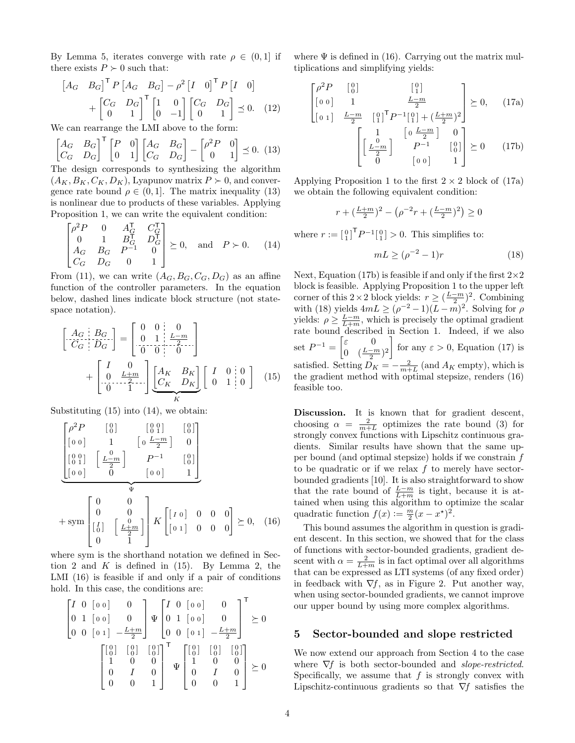By Lemma 5, iterates converge with rate $\rho \in (0,1]$ if there exists $P \succ 0$ such that:

$$\begin{bmatrix} A_G & B_G \end{bmatrix}^\mathsf{T} P \begin{bmatrix} A_G & B_G \end{bmatrix} - \rho^2 \begin{bmatrix} I & 0 \end{bmatrix}^\mathsf{T} P \begin{bmatrix} I & 0 \end{bmatrix} + \begin{bmatrix} C_G & D_G \\ 0 & 1 \end{bmatrix}^\mathsf{T} \begin{bmatrix} 1 & 0 \\ 0 & -1 \end{bmatrix} \begin{bmatrix} C_G & D_G \\ 0 & 1 \end{bmatrix} \preceq 0. \quad (12)$$

We can rearrange the LMI above to the form:

$$\begin{bmatrix} A_G & B_G \\ C_G & D_G \end{bmatrix}^\mathsf{T} \begin{bmatrix} P & 0 \\ 0 & 1 \end{bmatrix} \begin{bmatrix} A_G & B_G \\ C_G & D_G \end{bmatrix} - \begin{bmatrix} \rho^2 P & 0 \\ 0 & 1 \end{bmatrix} \preceq 0. \quad (13)$$

The design corresponds to synthesizing the algorithm $(A_K, B_K, C_K, D_K)$, Lyapunov matrix $P \succ 0$, and convergence rate bound $\rho \in (0,1]$. The matrix inequality (13) is nonlinear due to products of these variables. Applying Proposition 1, we can write the equivalent condition:

$$\begin{bmatrix} \rho^2 P & 0 & A_G^\mathsf{T} & C_G^\mathsf{T} \\ 0 & 1 & B_G^\mathsf{T} & D_G^\mathsf{T} \\ A_G & B_G & P^{-1} & 0 \\ C_G & D_G & 0 & 1 \end{bmatrix} \succeq 0, \quad \text{and} \quad P \succ 0. \quad (14)$$

From (11), we can write $(A_G, B_G, C_G, D_G)$ as an affine function of the controller parameters. In the equation below, dashed lines indicate block structure (not state-space notation).

$$\left[\begin{array}{c:c} A_G & B_G \\ \hdashline C_G & D_G \end{array}\right] = \left[\begin{array}{cc:c} 0 & 0 & 0 \\ 0 & 1 & \frac{L-m}{2} \\ \hdashline 0 & 0 & 0 \end{array}\right] + \left[\begin{array}{cc} I & 0 \\ 0 & \frac{L+m}{2} \\ \hdashline 0 & 1 \end{array}\right] \underbrace{\begin{bmatrix} A_K & B_K \\ C_K & D_K \end{bmatrix}}_{K} \left[\begin{array}{cc:c} I & 0 & 0 \\ 0 & 1 & 0 \end{array}\right] \quad (15)$$

Substituting (15) into (14), we obtain:

$$\underbrace{\begin{bmatrix} \rho^2 P & \left[\begin{smallmatrix} 0 \\ 0 \end{smallmatrix}\right] & \left[\begin{smallmatrix} 0 & 0 \\ 0 & 1 \end{smallmatrix}\right] & \left[\begin{smallmatrix} 0 \\ 0 \end{smallmatrix}\right] \\ \left[\begin{smallmatrix} 0 & 0 \end{smallmatrix}\right] & 1 & \left[\begin{smallmatrix} 0 & \frac{L-m}{2} \end{smallmatrix}\right] & 0 \\ \left[\begin{smallmatrix} 0 & 0 \\ 0 & 1 \end{smallmatrix}\right] & \left[\begin{smallmatrix} 0 \\ \frac{L-m}{2} \end{smallmatrix}\right] & P^{-1} & \left[\begin{smallmatrix} 0 \\ 0 \end{smallmatrix}\right] \\ \left[\begin{smallmatrix} 0 & 0 \end{smallmatrix}\right] & 0 & \left[\begin{smallmatrix} 0 & 0 \end{smallmatrix}\right] & 1 \end{bmatrix}}_{\Psi} + \operatorname{sym} \begin{bmatrix} 0 & 0 \\ 0 & 0 \\ \left[\begin{smallmatrix} I \\ 0 \end{smallmatrix}\right] & \left[\begin{smallmatrix} 0 \\ \frac{L+m}{2} \end{smallmatrix}\right] \\ 0 & 1 \end{bmatrix} K \begin{bmatrix} \left[\begin{smallmatrix} I & 0 \end{smallmatrix}\right] & 0 & 0 & 0 \\ \left[\begin{smallmatrix} 0 & 1 \end{smallmatrix}\right] & 0 & 0 & 0 \end{bmatrix} \succeq 0, \quad (16)$$

where sym is the shorthand notation we defined in Section 2 and $K$ is defined in (15). By Lemma 2, the LMI (16) is feasible if and only if a pair of conditions hold. In this case, the conditions are:

$$\begin{bmatrix} I & 0 & \left[\begin{smallmatrix} 0 & 0 \end{smallmatrix}\right] & 0 \\ 0 & 1 & \left[\begin{smallmatrix} 0 & 0 \end{smallmatrix}\right] & 0 \\ 0 & 0 & \left[\begin{smallmatrix} 0 & 1 \end{smallmatrix}\right] & -\frac{L+m}{2} \end{bmatrix} \Psi \begin{bmatrix} I & 0 & \left[\begin{smallmatrix} 0 & 0 \end{smallmatrix}\right] & 0 \\ 0 & 1 & \left[\begin{smallmatrix} 0 & 0 \end{smallmatrix}\right] & 0 \\ 0 & 0 & \left[\begin{smallmatrix} 0 & 1 \end{smallmatrix}\right] & -\frac{L+m}{2} \end{bmatrix}^\mathsf{T} \succeq 0$$

$$\begin{bmatrix} \left[\begin{smallmatrix} 0 \\ 0 \end{smallmatrix}\right] & \left[\begin{smallmatrix} 0 \\ 0 \end{smallmatrix}\right] & \left[\begin{smallmatrix} 0 \\ 0 \end{smallmatrix}\right] \\ 1 & 0 & 0 \\ 0 & I & 0 \\ 0 & 0 & 1 \end{bmatrix}^\mathsf{T} \Psi \begin{bmatrix} \left[\begin{smallmatrix} 0 \\ 0 \end{smallmatrix}\right] & \left[\begin{smallmatrix} 0 \\ 0 \end{smallmatrix}\right] & \left[\begin{smallmatrix} 0 \\ 0 \end{smallmatrix}\right] \\ 1 & 0 & 0 \\ 0 & I & 0 \\ 0 & 0 & 1 \end{bmatrix} \succeq 0$$

where $\Psi$ is defined in (16). Carrying out the matrix multiplications and simplifying yields:

$$\begin{bmatrix} \rho^2 P & \left[\begin{smallmatrix} 0 \\ 0 \end{smallmatrix}\right] & \left[\begin{smallmatrix} 0 \\ 1 \end{smallmatrix}\right] \\ \left[\begin{smallmatrix} 0 & 0 \end{smallmatrix}\right] & 1 & \frac{L-m}{2} \\ \left[\begin{smallmatrix} 0 & 1 \end{smallmatrix}\right] & \frac{L-m}{2} & \left[\begin{smallmatrix} 0 \\ 1 \end{smallmatrix}\right]^\mathsf{T} P^{-1} \left[\begin{smallmatrix} 0 \\ 1 \end{smallmatrix}\right] + (\frac{L+m}{2})^2 \end{bmatrix} \succeq 0, \quad (17a)$$

$$\begin{bmatrix} 1 & \left[\begin{smallmatrix} 0 & \frac{L-m}{2} \end{smallmatrix}\right] & 0 \\ \left[\begin{smallmatrix} 0 \\ \frac{L-m}{2} \end{smallmatrix}\right] & P^{-1} & \left[\begin{smallmatrix} 0 \\ 0 \end{smallmatrix}\right] \\ 0 & \left[\begin{smallmatrix} 0 & 0 \end{smallmatrix}\right] & 1 \end{bmatrix} \succeq 0 \quad (17b)$$

Applying Proposition 1 to the first $2\times 2$ block of (17a) we obtain the following equivalent condition:

$$r + (\tfrac{L+m}{2})^2 - \left(\rho^{-2} r + (\tfrac{L-m}{2})^2\right) \geq 0$$

where $r := \left[\begin{smallmatrix} 0 \\ 1 \end{smallmatrix}\right]^\mathsf{T} P^{-1} \left[\begin{smallmatrix} 0 \\ 1 \end{smallmatrix}\right] > 0$. This simplifies to:

$$mL \geq (\rho^{-2} - 1) r \quad (18)$$

Next, Equation (17b) is feasible if and only if the first $2\times 2$ block is feasible. Applying Proposition 1 to the upper left corner of this $2\times 2$ block yields: $r \geq (\frac{L-m}{2})^2$. Combining with (18) yields $4mL \geq (\rho^{-2} - 1)(L-m)^2$. Solving for $\rho$ yields: $\rho \geq \frac{L-m}{L+m}$, which is precisely the optimal gradient rate bound described in Section 1. Indeed, if we also set $P^{-1} = \begin{bmatrix} \varepsilon & 0 \\ 0 & (\frac{L-m}{2})^2 \end{bmatrix}$ for any $\varepsilon > 0$, Equation (17) is satisfied. Setting $D_K = -\frac{2}{m+L}$ (and $A_K$ empty), which is the gradient method with optimal stepsize, renders (16) feasible too.

**Discussion.** It is known that for gradient descent, choosing $\alpha = \frac{2}{m+L}$ optimizes the rate bound (3) for strongly convex functions with Lipschitz continuous gradients. Similar results have shown that the same upper bound (and optimal stepsize) holds if we constrain $f$ to be quadratic or if we relax $f$ to merely have sector-bounded gradients [10]. It is also straightforward to show that the rate bound of $\frac{L-m}{L+m}$ is tight, because it is attained when using this algorithm to optimize the scalar quadratic function $f(x) := \frac{m}{2}(x - x^\star)^2$.

This bound assumes the algorithm in question is gradient descent. In this section, we showed that for the class of functions with sector-bounded gradients, gradient descent with $\alpha = \frac{2}{L+m}$ is in fact optimal over all algorithms that can be expressed as LTI systems (of any fixed order) in feedback with $\nabla f$, as in Figure 2. Put another way, when using sector-bounded gradients, we cannot improve our upper bound by using more complex algorithms.

## 5 Sector-bounded and slope restricted

We now extend our approach from Section 4 to the case where $\nabla f$ is both sector-bounded and *slope-restricted*. Specifically, we assume that $f$ is strongly convex with Lipschitz-continuous gradients so that $\nabla f$ satisfies the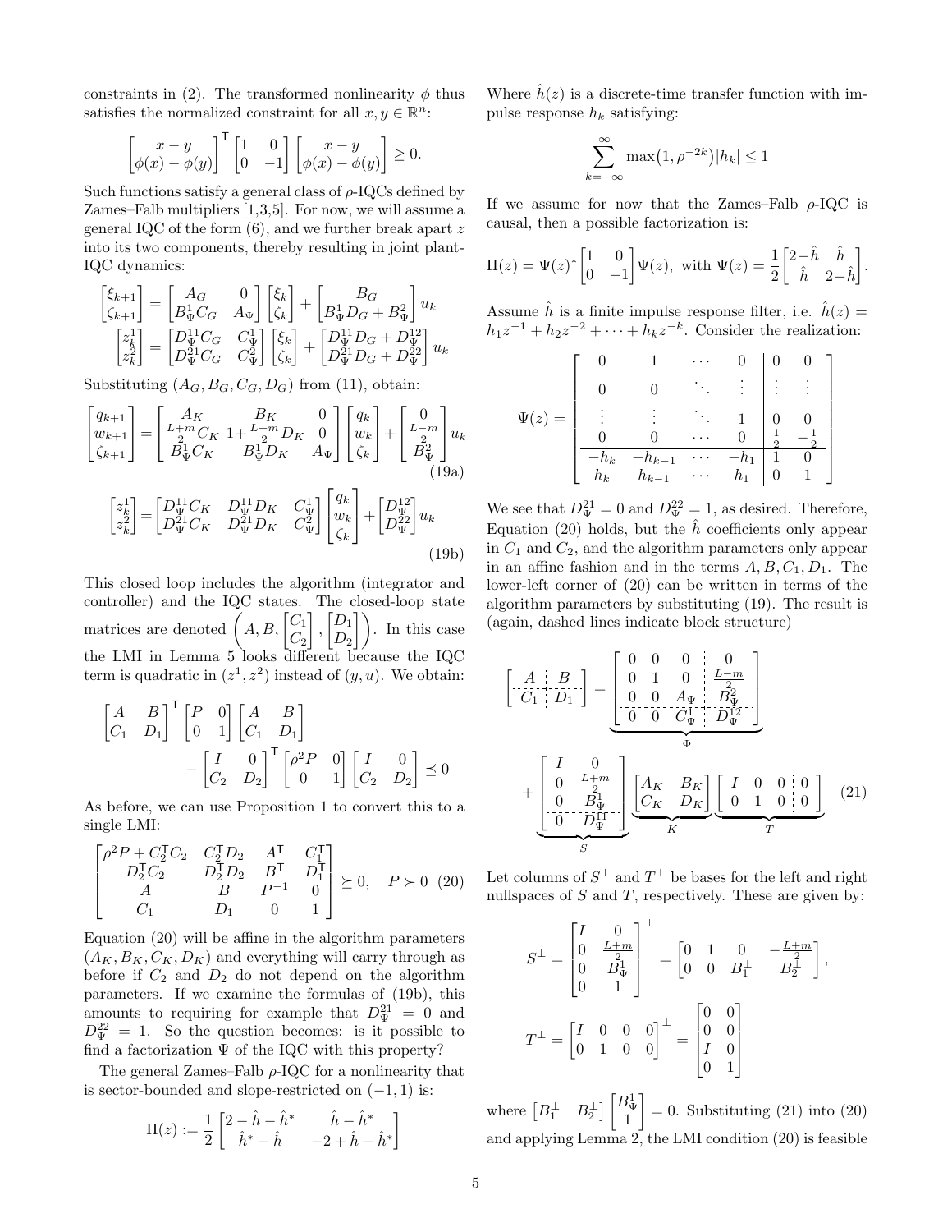constraints in (2). The transformed nonlinearity $\phi$ thus satisfies the normalized constraint for all $x, y \in \mathbb{R}^n$:

$$\begin{bmatrix} x - y \\ \phi(x) - \phi(y) \end{bmatrix}^\mathsf{T} \begin{bmatrix} 1 & 0 \\ 0 & -1 \end{bmatrix} \begin{bmatrix} x - y \\ \phi(x) - \phi(y) \end{bmatrix} \geq 0.$$

Such functions satisfy a general class of $\rho$-IQCs defined by Zames–Falb multipliers [1,3,5]. For now, we will assume a general IQC of the form (6), and we further break apart $z$ into its two components, thereby resulting in joint plant-IQC dynamics:

$$\begin{bmatrix} \xi_{k+1} \\ \zeta_{k+1} \end{bmatrix} = \begin{bmatrix} A_G & 0 \\ B_\Psi^1 C_G & A_\Psi \end{bmatrix} \begin{bmatrix} \xi_k \\ \zeta_k \end{bmatrix} + \begin{bmatrix} B_G \\ B_\Psi^1 D_G + B_\Psi^2 \end{bmatrix} u_k$$

$$\begin{bmatrix} z_k^1 \\ z_k^2 \end{bmatrix} = \begin{bmatrix} D_\Psi^{11} C_G & C_\Psi^1 \\ D_\Psi^{21} C_G & C_\Psi^2 \end{bmatrix} \begin{bmatrix} \xi_k \\ \zeta_k \end{bmatrix} + \begin{bmatrix} D_\Psi^{11} D_G + D_\Psi^{12} \\ D_\Psi^{21} D_G + D_\Psi^{22} \end{bmatrix} u_k$$

Substituting $(A_G, B_G, C_G, D_G)$ from (11), obtain:

$$\begin{bmatrix} q_{k+1} \\ w_{k+1} \\ \zeta_{k+1} \end{bmatrix} = \begin{bmatrix} A_K & B_K & 0 \\ \frac{L+m}{2} C_K & 1 + \frac{L+m}{2} D_K & 0 \\ B_\Psi^1 C_K & B_\Psi^1 D_K & A_\Psi \end{bmatrix} \begin{bmatrix} q_k \\ w_k \\ \zeta_k \end{bmatrix} + \begin{bmatrix} 0 \\ \frac{L-m}{2} \\ B_\Psi^2 \end{bmatrix} u_k \tag{19a}$$

$$\begin{bmatrix} z_k^1 \\ z_k^2 \end{bmatrix} = \begin{bmatrix} D_\Psi^{11} C_K & D_\Psi^{11} D_K & C_\Psi^1 \\ D_\Psi^{21} C_K & D_\Psi^{21} D_K & C_\Psi^2 \end{bmatrix} \begin{bmatrix} q_k \\ w_k \\ \zeta_k \end{bmatrix} + \begin{bmatrix} D_\Psi^{12} \\ D_\Psi^{22} \end{bmatrix} u_k \tag{19b}$$

This closed loop includes the algorithm (integrator and controller) and the IQC states. The closed-loop state matrices are denoted $\left(A, B, \begin{bmatrix} C_1 \\ C_2 \end{bmatrix}, \begin{bmatrix} D_1 \\ D_2 \end{bmatrix}\right)$. In this case the LMI in Lemma 5 looks different because the IQC term is quadratic in $(z^1, z^2)$ instead of $(y, u)$. We obtain:

$$\begin{bmatrix} A & B \\ C_1 & D_1 \end{bmatrix}^\mathsf{T} \begin{bmatrix} P & 0 \\ 0 & 1 \end{bmatrix} \begin{bmatrix} A & B \\ C_1 & D_1 \end{bmatrix} - \begin{bmatrix} I & 0 \\ C_2 & D_2 \end{bmatrix}^\mathsf{T} \begin{bmatrix} \rho^2 P & 0 \\ 0 & 1 \end{bmatrix} \begin{bmatrix} I & 0 \\ C_2 & D_2 \end{bmatrix} \preceq 0$$

As before, we can use Proposition 1 to convert this to a single LMI:

$$\begin{bmatrix} \rho^2 P + C_2^\mathsf{T} C_2 & C_2^\mathsf{T} D_2 & A^\mathsf{T} & C_1^\mathsf{T} \\ D_2^\mathsf{T} C_2 & D_2^\mathsf{T} D_2 & B^\mathsf{T} & D_1^\mathsf{T} \\ A & B & P^{-1} & 0 \\ C_1 & D_1 & 0 & 1 \end{bmatrix} \succeq 0, \quad P \succ 0 \tag{20}$$

Equation (20) will be affine in the algorithm parameters $(A_K, B_K, C_K, D_K)$ and everything will carry through as before if $C_2$ and $D_2$ do not depend on the algorithm parameters. If we examine the formulas of (19b), this amounts to requiring for example that $D_\Psi^{21} = 0$ and $D_\Psi^{22} = 1$. So the question becomes: is it possible to find a factorization $\Psi$ of the IQC with this property?

The general Zames–Falb $\rho$-IQC for a nonlinearity that is sector-bounded and slope-restricted on $(-1, 1)$ is:

$$\Pi(z) := \frac{1}{2} \begin{bmatrix} 2 - \hat{h} - \hat{h}^* & \hat{h} - \hat{h}^* \\ \hat{h}^* - \hat{h} & -2 + \hat{h} + \hat{h}^* \end{bmatrix}$$

Where $\hat{h}(z)$ is a discrete-time transfer function with impulse response $h_k$ satisfying:

$$\sum_{k=-\infty}^{\infty} \max\bigl(1, \rho^{-2k}\bigr) |h_k| \leq 1$$

If we assume for now that the Zames–Falb $\rho$-IQC is causal, then a possible factorization is:

$$\Pi(z) = \Psi(z)^* \begin{bmatrix} 1 & 0 \\ 0 & -1 \end{bmatrix} \Psi(z), \text{ with } \Psi(z) = \frac{1}{2} \begin{bmatrix} 2 - \hat{h} & \hat{h} \\ \hat{h} & 2 - \hat{h} \end{bmatrix}.$$

Assume $\hat{h}$ is a finite impulse response filter, i.e. $\hat{h}(z) = h_1 z^{-1} + h_2 z^{-2} + \cdots + h_k z^{-k}$. Consider the realization:

$$\Psi(z) = \left[\begin{array}{cccc|cc} 0 & 1 & \cdots & 0 & 0 & 0 \\ 0 & 0 & \ddots & \vdots & \vdots & \vdots \\ \vdots & \vdots & \ddots & 1 & 0 & 0 \\ 0 & 0 & \cdots & 0 & \frac{1}{2} & -\frac{1}{2} \\ \hline -h_k & -h_{k-1} & \cdots & -h_1 & 1 & 0 \\ h_k & h_{k-1} & \cdots & h_1 & 0 & 1 \end{array}\right]$$

We see that $D_\Psi^{21} = 0$ and $D_\Psi^{22} = 1$, as desired. Therefore, Equation (20) holds, but the $\hat{h}$ coefficients only appear in $C_1$ and $C_2$, and the algorithm parameters only appear in an affine fashion and in the terms $A, B, C_1, D_1$. The lower-left corner of (20) can be written in terms of the algorithm parameters by substituting (19). The result is (again, dashed lines indicate block structure)

$$\left[\begin{array}{c|c} A & B \\ \hline C_1 & D_1 \end{array}\right] = \underbrace{\left[\begin{array}{ccc|c} 0 & 0 & 0 & 0 \\ 0 & 1 & 0 & \frac{L-m}{2} \\ 0 & 0 & A_\Psi & B_\Psi^2 \\ \hline 0 & 0 & C_\Psi^1 & D_\Psi^{12} \end{array}\right]}_{\Phi} + \underbrace{\left[\begin{array}{cc} I & 0 \\ 0 & \frac{L+m}{2} \\ 0 & B_\Psi^1 \\ \hline 0 & D_\Psi^{11} \end{array}\right]}_{S} \underbrace{\begin{bmatrix} A_K & B_K \\ C_K & D_K \end{bmatrix}}_{K} \underbrace{\left[\begin{array}{ccc|c} I & 0 & 0 & 0 \\ 0 & 1 & 0 & 0 \end{array}\right]}_{T} \tag{21}$$

Let columns of $S^\perp$ and $T^\perp$ be bases for the left and right nullspaces of $S$ and $T$, respectively. These are given by:

$$S^\perp = \begin{bmatrix} I & 0 \\ 0 & \frac{L+m}{2} \\ 0 & B_\Psi^1 \\ 0 & 1 \end{bmatrix}^\perp = \begin{bmatrix} 0 & 1 & 0 & -\frac{L+m}{2} \\ 0 & 0 & B_1^\perp & B_2^\perp \end{bmatrix},$$

$$T^\perp = \begin{bmatrix} I & 0 & 0 & 0 \\ 0 & 1 & 0 & 0 \end{bmatrix}^\perp = \begin{bmatrix} 0 & 0 \\ 0 & 0 \\ I & 0 \\ 0 & 1 \end{bmatrix}$$

where $\begin{bmatrix} B_1^\perp & B_2^\perp \end{bmatrix} \begin{bmatrix} B_\Psi^1 \\ 1 \end{bmatrix} = 0$. Substituting (21) into (20) and applying Lemma 2, the LMI condition (20) is feasible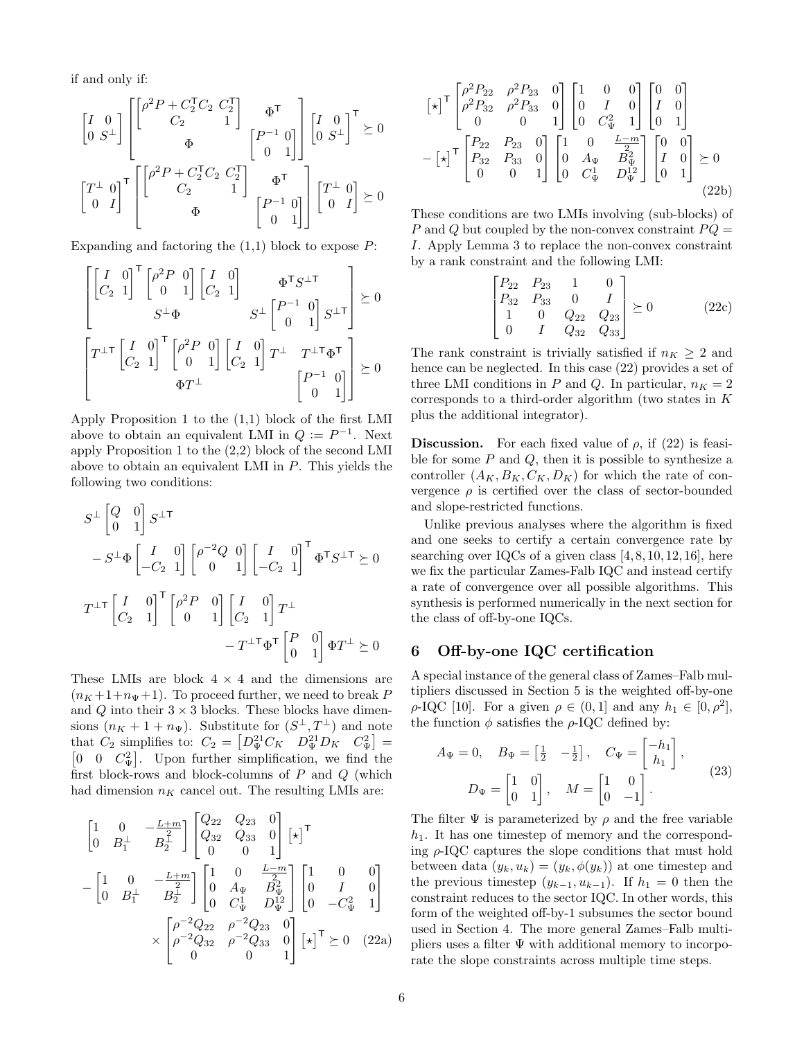if and only if:

$$\begin{bmatrix} I & 0 \\ 0 & S^{\perp} \end{bmatrix} \begin{bmatrix} \begin{bmatrix} \rho^2 P + C_2^{\mathsf{T}} C_2 & C_2^{\mathsf{T}} \\ C_2 & 1 \end{bmatrix} & \Phi^{\mathsf{T}} \\ \Phi & \begin{bmatrix} P^{-1} & 0 \\ 0 & 1 \end{bmatrix} \end{bmatrix} \begin{bmatrix} I & 0 \\ 0 & S^{\perp} \end{bmatrix}^{\mathsf{T}} \succeq 0$$

$$\begin{bmatrix} T^{\perp} & 0 \\ 0 & I \end{bmatrix}^{\mathsf{T}} \begin{bmatrix} \begin{bmatrix} \rho^2 P + C_2^{\mathsf{T}} C_2 & C_2^{\mathsf{T}} \\ C_2 & 1 \end{bmatrix} & \Phi^{\mathsf{T}} \\ \Phi & \begin{bmatrix} P^{-1} & 0 \\ 0 & 1 \end{bmatrix} \end{bmatrix} \begin{bmatrix} T^{\perp} & 0 \\ 0 & I \end{bmatrix} \succeq 0$$

Expanding and factoring the (1,1) block to expose $P$:

$$\begin{bmatrix} \begin{bmatrix} I & 0 \\ C_2 & 1 \end{bmatrix}^{\mathsf{T}} \begin{bmatrix} \rho^2 P & 0 \\ 0 & 1 \end{bmatrix} \begin{bmatrix} I & 0 \\ C_2 & 1 \end{bmatrix} & \Phi^{\mathsf{T}} S^{\perp\mathsf{T}} \\ S^{\perp}\Phi & S^{\perp} \begin{bmatrix} P^{-1} & 0 \\ 0 & 1 \end{bmatrix} S^{\perp\mathsf{T}} \end{bmatrix} \succeq 0$$

$$\begin{bmatrix} T^{\perp\mathsf{T}} \begin{bmatrix} I & 0 \\ C_2 & 1 \end{bmatrix}^{\mathsf{T}} \begin{bmatrix} \rho^2 P & 0 \\ 0 & 1 \end{bmatrix} \begin{bmatrix} I & 0 \\ C_2 & 1 \end{bmatrix} T^{\perp} & T^{\perp\mathsf{T}}\Phi^{\mathsf{T}} \\ \Phi T^{\perp} & \begin{bmatrix} P^{-1} & 0 \\ 0 & 1 \end{bmatrix} \end{bmatrix} \succeq 0$$

Apply Proposition 1 to the (1,1) block of the first LMI above to obtain an equivalent LMI in $Q := P^{-1}$. Next apply Proposition 1 to the (2,2) block of the second LMI above to obtain an equivalent LMI in $P$. This yields the following two conditions:

$$S^{\perp} \begin{bmatrix} Q & 0 \\ 0 & 1 \end{bmatrix} S^{\perp\mathsf{T}} - S^{\perp}\Phi \begin{bmatrix} I & 0 \\ -C_2 & 1 \end{bmatrix} \begin{bmatrix} \rho^{-2} Q & 0 \\ 0 & 1 \end{bmatrix} \begin{bmatrix} I & 0 \\ -C_2 & 1 \end{bmatrix}^{\mathsf{T}} \Phi^{\mathsf{T}} S^{\perp\mathsf{T}} \succeq 0$$

$$T^{\perp\mathsf{T}} \begin{bmatrix} I & 0 \\ C_2 & 1 \end{bmatrix}^{\mathsf{T}} \begin{bmatrix} \rho^2 P & 0 \\ 0 & 1 \end{bmatrix} \begin{bmatrix} I & 0 \\ C_2 & 1 \end{bmatrix} T^{\perp} - T^{\perp\mathsf{T}}\Phi^{\mathsf{T}} \begin{bmatrix} P & 0 \\ 0 & 1 \end{bmatrix} \Phi T^{\perp} \succeq 0$$

These LMIs are block $4 \times 4$ and the dimensions are $(n_K + 1 + n_\Psi + 1)$. To proceed further, we need to break $P$ and $Q$ into their $3 \times 3$ blocks. These blocks have dimensions $(n_K + 1 + n_\Psi)$. Substitute for $(S^{\perp}, T^{\perp})$ and note that $C_2$ simplifies to: $C_2 = \begin{bmatrix} D_\Psi^{21} C_K & D_\Psi^{21} D_K & C_\Psi^2 \end{bmatrix} = \begin{bmatrix} 0 & 0 & C_\Psi^2 \end{bmatrix}$. Upon further simplification, we find the first block-rows and block-columns of $P$ and $Q$ (which had dimension $n_K$ cancel out. The resulting LMIs are:

$$\begin{aligned} &\begin{bmatrix} 1 & 0 & -\frac{L+m}{2} \\ 0 & B_1^{\perp} & B_2^{\perp} \end{bmatrix} \begin{bmatrix} Q_{22} & Q_{23} & 0 \\ Q_{32} & Q_{33} & 0 \\ 0 & 0 & 1 \end{bmatrix} \begin{bmatrix} \star \end{bmatrix}^{\mathsf{T}} \\ &- \begin{bmatrix} 1 & 0 & -\frac{L+m}{2} \\ 0 & B_1^{\perp} & B_2^{\perp} \end{bmatrix} \begin{bmatrix} 1 & 0 & \frac{L-m}{2} \\ 0 & A_\Psi & B_\Psi^2 \\ 0 & C_\Psi^1 & D_\Psi^{12} \end{bmatrix} \begin{bmatrix} 1 & 0 & 0 \\ 0 & I & 0 \\ 0 & -C_\Psi^2 & 1 \end{bmatrix} \\ &\quad \times \begin{bmatrix} \rho^{-2} Q_{22} & \rho^{-2} Q_{23} & 0 \\ \rho^{-2} Q_{32} & \rho^{-2} Q_{33} & 0 \\ 0 & 0 & 1 \end{bmatrix} \begin{bmatrix} \star \end{bmatrix}^{\mathsf{T}} \succeq 0 \end{aligned} \tag{22a}$$

$$\begin{aligned} &\begin{bmatrix} \star \end{bmatrix}^{\mathsf{T}} \begin{bmatrix} \rho^2 P_{22} & \rho^2 P_{23} & 0 \\ \rho^2 P_{32} & \rho^2 P_{33} & 0 \\ 0 & 0 & 1 \end{bmatrix} \begin{bmatrix} 1 & 0 & 0 \\ 0 & I & 0 \\ 0 & C_\Psi^2 & 1 \end{bmatrix} \begin{bmatrix} 0 & 0 \\ I & 0 \\ 0 & 1 \end{bmatrix} \\ &- \begin{bmatrix} \star \end{bmatrix}^{\mathsf{T}} \begin{bmatrix} P_{22} & P_{23} & 0 \\ P_{32} & P_{33} & 0 \\ 0 & 0 & 1 \end{bmatrix} \begin{bmatrix} 1 & 0 & \frac{L-m}{2} \\ 0 & A_\Psi & B_\Psi^2 \\ 0 & C_\Psi^1 & D_\Psi^{12} \end{bmatrix} \begin{bmatrix} 0 & 0 \\ I & 0 \\ 0 & 1 \end{bmatrix} \succeq 0 \end{aligned} \tag{22b}$$

These conditions are two LMIs involving (sub-blocks) of $P$ and $Q$ but coupled by the non-convex constraint $PQ = I$. Apply Lemma 3 to replace the non-convex constraint by a rank constraint and the following LMI:

$$\begin{bmatrix} P_{22} & P_{23} & 1 & 0 \\ P_{32} & P_{33} & 0 & I \\ 1 & 0 & Q_{22} & Q_{23} \\ 0 & I & Q_{32} & Q_{33} \end{bmatrix} \succeq 0 \tag{22c}$$

The rank constraint is trivially satisfied if $n_K \geq 2$ and hence can be neglected. In this case (22) provides a set of three LMI conditions in $P$ and $Q$. In particular, $n_K = 2$ corresponds to a third-order algorithm (two states in $K$ plus the additional integrator).

**Discussion.** For each fixed value of $\rho$, if (22) is feasible for some $P$ and $Q$, then it is possible to synthesize a controller $(A_K, B_K, C_K, D_K)$ for which the rate of convergence $\rho$ is certified over the class of sector-bounded and slope-restricted functions.

Unlike previous analyses where the algorithm is fixed and one seeks to certify a certain convergence rate by searching over IQCs of a given class [4,8,10,12,16], here we fix the particular Zames-Falb IQC and instead certify a rate of convergence over all possible algorithms. This synthesis is performed numerically in the next section for the class of off-by-one IQCs.

## 6 Off-by-one IQC certification

A special instance of the general class of Zames–Falb multipliers discussed in Section 5 is the weighted off-by-one $\rho$-IQC [10]. For a given $\rho \in (0, 1]$ and any $h_1 \in [0, \rho^2]$, the function $\phi$ satisfies the $\rho$-IQC defined by:

$$\begin{aligned} A_\Psi = 0, \quad B_\Psi &= \begin{bmatrix} \frac{1}{2} & -\frac{1}{2} \end{bmatrix}, \quad C_\Psi = \begin{bmatrix} -h_1 \\ h_1 \end{bmatrix}, \\ D_\Psi &= \begin{bmatrix} 1 & 0 \\ 0 & 1 \end{bmatrix}, \quad M = \begin{bmatrix} 1 & 0 \\ 0 & -1 \end{bmatrix}. \end{aligned} \tag{23}$$

The filter $\Psi$ is parameterized by $\rho$ and the free variable $h_1$. It has one timestep of memory and the corresponding $\rho$-IQC captures the slope conditions that must hold between data $(y_k, u_k) = (y_k, \phi(y_k))$ at one timestep and the previous timestep $(y_{k-1}, u_{k-1})$. If $h_1 = 0$ then the constraint reduces to the sector IQC. In other words, this form of the weighted off-by-1 subsumes the sector bound used in Section 4. The more general Zames–Falb multipliers uses a filter $\Psi$ with additional memory to incorporate the slope constraints across multiple time steps.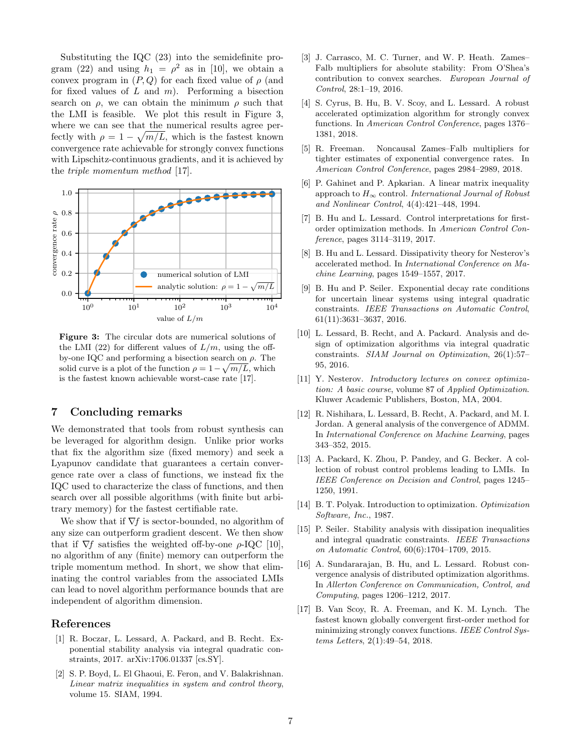Substituting the IQC (23) into the semidefinite program (22) and using $h_1 = \rho^2$ as in [10], we obtain a convex program in $(P, Q)$ for each fixed value of $\rho$ (and for fixed values of $L$ and $m$). Performing a bisection search on $\rho$, we can obtain the minimum $\rho$ such that the LMI is feasible. We plot this result in Figure 3, where we can see that the numerical results agree perfectly with $\rho = 1 - \sqrt{m/L}$, which is the fastest known convergence rate achievable for strongly convex functions with Lipschitz-continuous gradients, and it is achieved by the *triple momentum method* [17].

convergence rate $\rho$

1.0
0.8
0.6
0.4
0.2
0.0

$10^0$
$10^1$
$10^2$
$10^3$
$10^4$

value of $L/m$

numerical solution of LMI

analytic solution: $\rho = 1 - \sqrt{m/L}$

**Figure 3:** The circular dots are numerical solutions of the LMI (22) for different values of $L/m$, using the off-by-one IQC and performing a bisection search on $\rho$. The solid curve is a plot of the function $\rho = 1 - \sqrt{m/L}$, which is the fastest known achievable worst-case rate [17].

## 7 Concluding remarks

We demonstrated that tools from robust synthesis can be leveraged for algorithm design. Unlike prior works that fix the algorithm size (fixed memory) and seek a Lyapunov candidate that guarantees a certain convergence rate over a class of functions, we instead fix the IQC used to characterize the class of functions, and then search over all possible algorithms (with finite but arbitrary memory) for the fastest certifiable rate.

We show that if $\nabla f$ is sector-bounded, no algorithm of any size can outperform gradient descent. We then show that if $\nabla f$ satisfies the weighted off-by-one $\rho$-IQC [10], no algorithm of any (finite) memory can outperform the triple momentum method. In short, we show that eliminating the control variables from the associated LMIs can lead to novel algorithm performance bounds that are independent of algorithm dimension.

## References

[1] R. Boczar, L. Lessard, A. Packard, and B. Recht. Exponential stability analysis via integral quadratic constraints, 2017. arXiv:1706.01337 [cs.SY].

[2] S. P. Boyd, L. El Ghaoui, E. Feron, and V. Balakrishnan. *Linear matrix inequalities in system and control theory*, volume 15. SIAM, 1994.

[3] J. Carrasco, M. C. Turner, and W. P. Heath. Zames–Falb multipliers for absolute stability: From O'Shea's contribution to convex searches. *European Journal of Control*, 28:1–19, 2016.

[4] S. Cyrus, B. Hu, B. V. Scoy, and L. Lessard. A robust accelerated optimization algorithm for strongly convex functions. In *American Control Conference*, pages 1376–1381, 2018.

[5] R. Freeman. Noncausal Zames–Falb multipliers for tighter estimates of exponential convergence rates. In *American Control Conference*, pages 2984–2989, 2018.

[6] P. Gahinet and P. Apkarian. A linear matrix inequality approach to $H_\infty$ control. *International Journal of Robust and Nonlinear Control*, 4(4):421–448, 1994.

[7] B. Hu and L. Lessard. Control interpretations for first-order optimization methods. In *American Control Conference*, pages 3114–3119, 2017.

[8] B. Hu and L. Lessard. Dissipativity theory for Nesterov's accelerated method. In *International Conference on Machine Learning*, pages 1549–1557, 2017.

[9] B. Hu and P. Seiler. Exponential decay rate conditions for uncertain linear systems using integral quadratic constraints. *IEEE Transactions on Automatic Control*, 61(11):3631–3637, 2016.

[10] L. Lessard, B. Recht, and A. Packard. Analysis and design of optimization algorithms via integral quadratic constraints. *SIAM Journal on Optimization*, 26(1):57–95, 2016.

[11] Y. Nesterov. *Introductory lectures on convex optimization: A basic course*, volume 87 of *Applied Optimization*. Kluwer Academic Publishers, Boston, MA, 2004.

[12] R. Nishihara, L. Lessard, B. Recht, A. Packard, and M. I. Jordan. A general analysis of the convergence of ADMM. In *International Conference on Machine Learning*, pages 343–352, 2015.

[13] A. Packard, K. Zhou, P. Pandey, and G. Becker. A collection of robust control problems leading to LMIs. In *IEEE Conference on Decision and Control*, pages 1245–1250, 1991.

[14] B. T. Polyak. Introduction to optimization. *Optimization Software, Inc.*, 1987.

[15] P. Seiler. Stability analysis with dissipation inequalities and integral quadratic constraints. *IEEE Transactions on Automatic Control*, 60(6):1704–1709, 2015.

[16] A. Sundararajan, B. Hu, and L. Lessard. Robust convergence analysis of distributed optimization algorithms. In *Allerton Conference on Communication, Control, and Computing*, pages 1206–1212, 2017.

[17] B. Van Scoy, R. A. Freeman, and K. M. Lynch. The fastest known globally convergent first-order method for minimizing strongly convex functions. *IEEE Control Systems Letters*, 2(1):49–54, 2018.